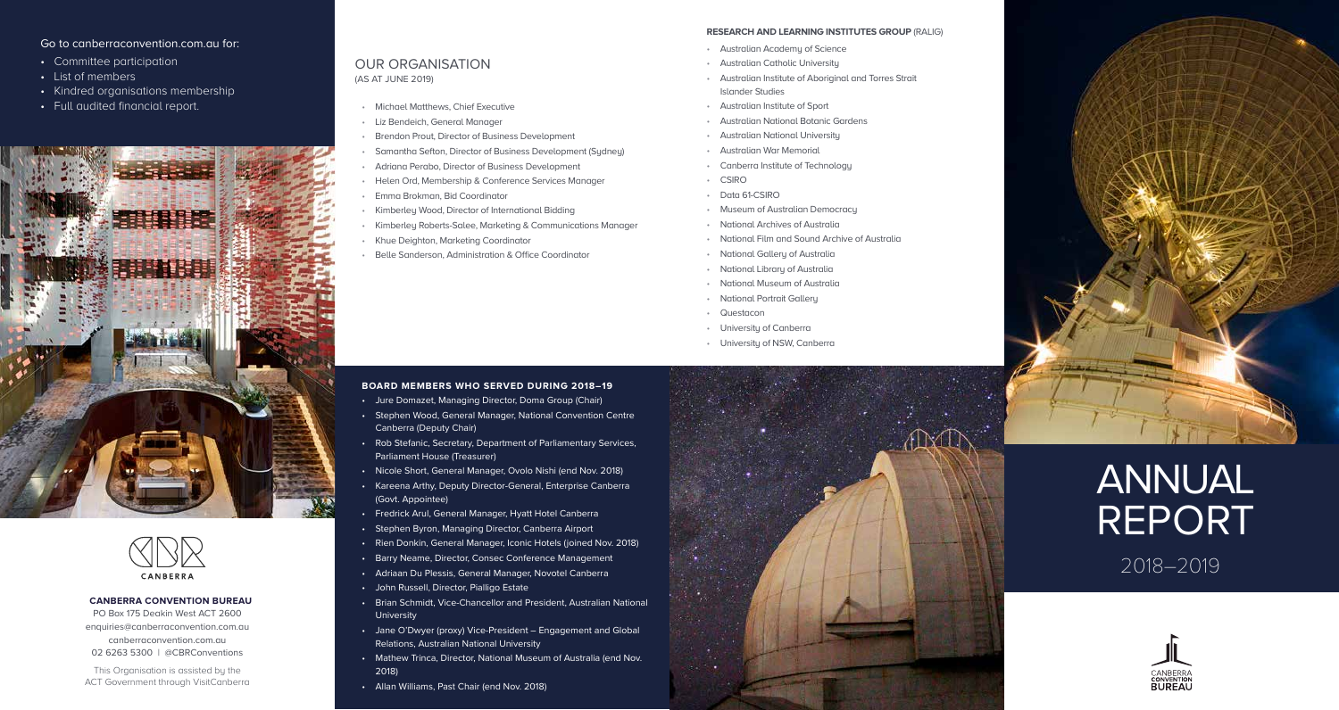Go to canberraconvention.com.au for:

- Committee participation
- List of members
- Kindred organisations membership
- Full audited financial report.

CANBERRA

**CANBERRA CONVENTION BUREAU**

PO Box 175 Deakin West ACT 2600
enquiries@canberraconvention.com.au
canberraconvention.com.au
02 6263 5300 | @CBRConventions

This Organisation is assisted by the ACT Government through VisitCanberra

## OUR ORGANISATION

(AS AT JUNE 2019)

- Michael Matthews, Chief Executive
- Liz Bendeich, General Manager
- Brendon Prout, Director of Business Development
- Samantha Sefton, Director of Business Development (Sydney)
- Adriana Perabo, Director of Business Development
- Helen Ord, Membership & Conference Services Manager
- Emma Brokman, Bid Coordinator
- Kimberley Wood, Director of International Bidding
- Kimberley Roberts-Salee, Marketing & Communications Manager
- Khue Deighton, Marketing Coordinator
- Belle Sanderson, Administration & Office Coordinator

### BOARD MEMBERS WHO SERVED DURING 2018–19

- Jure Domazet, Managing Director, Doma Group (Chair)
- Stephen Wood, General Manager, National Convention Centre Canberra (Deputy Chair)
- Rob Stefanic, Secretary, Department of Parliamentary Services, Parliament House (Treasurer)
- Nicole Short, General Manager, Ovolo Nishi (end Nov. 2018)
- Kareena Arthy, Deputy Director-General, Enterprise Canberra (Govt. Appointee)
- Fredrick Arul, General Manager, Hyatt Hotel Canberra
- Stephen Byron, Managing Director, Canberra Airport
- Rien Donkin, General Manager, Iconic Hotels (joined Nov. 2018)
- Barry Neame, Director, Consec Conference Management
- Adriaan Du Plessis, General Manager, Novotel Canberra
- John Russell, Director, Pialligo Estate
- Brian Schmidt, Vice-Chancellor and President, Australian National University
- Jane O'Dwyer (proxy) Vice-President – Engagement and Global Relations, Australian National University
- Mathew Trinca, Director, National Museum of Australia (end Nov. 2018)
- Allan Williams, Past Chair (end Nov. 2018)

### RESEARCH AND LEARNING INSTITUTES GROUP (RALIG)

- Australian Academy of Science
- Australian Catholic University
- Australian Institute of Aboriginal and Torres Strait Islander Studies
- Australian Institute of Sport
- Australian National Botanic Gardens
- Australian National University
- Australian War Memorial
- Canberra Institute of Technology
- CSIRO
- Data 61-CSIRO
- Museum of Australian Democracy
- National Archives of Australia
- National Film and Sound Archive of Australia
- National Gallery of Australia
- National Library of Australia
- National Museum of Australia
- National Portrait Gallery
- Questacon
- University of Canberra
- University of NSW, Canberra

# ANNUAL REPORT

2018–2019

CANBERRA CONVENTION BUREAU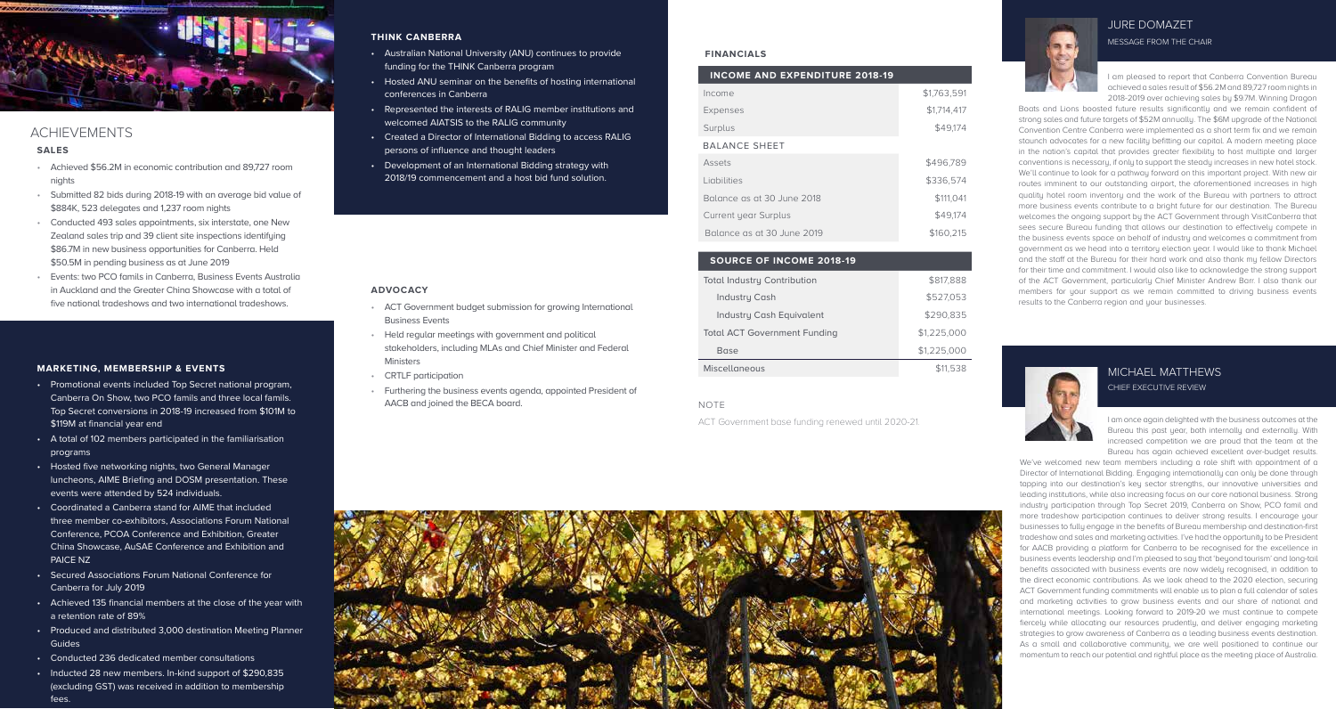## ACHIEVEMENTS

### SALES

- Achieved $56.2M in economic contribution and 89,727 room nights
- Submitted 82 bids during 2018-19 with an average bid value of $884K, 523 delegates and 1,237 room nights
- Conducted 493 sales appointments, six interstate, one New Zealand sales trip and 39 client site inspections identifying $86.7M in new business opportunities for Canberra. Held $50.5M in pending business as at June 2019
- Events: two PCO famils in Canberra, Business Events Australia in Auckland and the Greater China Showcase with a total of five national tradeshows and two international tradeshows.

### MARKETING, MEMBERSHIP & EVENTS

- Promotional events included Top Secret national program, Canberra On Show, two PCO famils and three local famils. Top Secret conversions in 2018-19 increased from $101M to $119M at financial year end
- A total of 102 members participated in the familiarisation programs
- Hosted five networking nights, two General Manager luncheons, AIME Briefing and DOSM presentation. These events were attended by 524 individuals.
- Coordinated a Canberra stand for AIME that included three member co-exhibitors, Associations Forum National Conference, PCOA Conference and Exhibition, Greater China Showcase, AuSAE Conference and Exhibition and PAICE NZ
- Secured Associations Forum National Conference for Canberra for July 2019
- Achieved 135 financial members at the close of the year with a retention rate of 89%
- Produced and distributed 3,000 destination Meeting Planner Guides
- Conducted 236 dedicated member consultations
- Inducted 28 new members. In-kind support of $290,835 (excluding GST) was received in addition to membership fees.

### THINK CANBERRA

- Australian National University (ANU) continues to provide funding for the THINK Canberra program
- Hosted ANU seminar on the benefits of hosting international conferences in Canberra
- Represented the interests of RALIG member institutions and welcomed AIATSIS to the RALIG community
- Created a Director of International Bidding to access RALIG persons of influence and thought leaders
- Development of an International Bidding strategy with 2018/19 commencement and a host bid fund solution.

### ADVOCACY

- ACT Government budget submission for growing International Business Events
- Held regular meetings with government and political stakeholders, including MLAs and Chief Minister and Federal Ministers
- CRTLF participation
- Furthering the business events agenda, appointed President of AACB and joined the BECA board.

### FINANCIALS

| INCOME AND EXPENDITURE 2018-19 | |
|---|---|
| Income | $1,763,591 |
| Expenses | $1,714,417 |
| Surplus | $49,174 |
| **BALANCE SHEET** | |
| Assets | $496,789 |
| Liabilities | $336,574 |
| Balance as at 30 June 2018 | $111,041 |
| Current year Surplus | $49,174 |
| Balance as at 30 June 2019 | $160,215 |

| SOURCE OF INCOME 2018-19 | |
|---|---|
| Total Industry Contribution | $817,888 |
| Industry Cash | $527,053 |
| Industry Cash Equivalent | $290,835 |
| Total ACT Government Funding | $1,225,000 |
| Base | $1,225,000 |
| Miscellaneous | $11,538 |

NOTE

ACT Government base funding renewed until 2020-21.

## JURE DOMAZET

MESSAGE FROM THE CHAIR

I am pleased to report that Canberra Convention Bureau achieved a sales result of $56.2M and 89,727 room nights in 2018-2019 over achieving sales by $9.7M. Winning Dragon Boats and Lions boosted future results significantly and we remain confident of strong sales and future targets of $52M annually. The $6M upgrade of the National Convention Centre Canberra were implemented as a short term fix and we remain staunch advocates for a new facility befitting our capital. A modern meeting place in the nation's capital that provides greater flexibility to host multiple and larger conventions is necessary, if only to support the steady increases in new hotel stock. We'll continue to look for a pathway forward on this important project. With new air routes imminent to our outstanding airport, the aforementioned increases in high quality hotel room inventory and the work of the Bureau with partners to attract more business events contribute to a bright future for our destination. The Bureau welcomes the ongoing support by the ACT Government through VisitCanberra that sees secure Bureau funding that allows our destination to effectively compete in the business events space on behalf of industry and welcomes a commitment from government as we head into a territory election year. I would like to thank Michael and the staff at the Bureau for their hard work and also thank my fellow Directors for their time and commitment. I would also like to acknowledge the strong support of the ACT Government, particularly Chief Minister Andrew Barr. I also thank our members for your support as we remain committed to driving business events results to the Canberra region and your businesses.

## MICHAEL MATTHEWS

CHIEF EXECUTIVE REVIEW

I am once again delighted with the business outcomes at the Bureau this past year, both internally and externally. With increased competition we are proud that the team at the Bureau has again achieved excellent over-budget results. We've welcomed new team members including a role shift with appointment of a Director of International Bidding. Engaging internationally can only be done through tapping into our destination's key sector strengths, our innovative universities and leading institutions, while also increasing focus on our core national business. Strong industry participation through Top Secret 2019, Canberra on Show, PCO famil and more tradeshow participation continues to deliver strong results. I encourage your businesses to fully engage in the benefits of Bureau membership and destination-first tradeshow and sales and marketing activities. I've had the opportunity to be President for AACB providing a platform for Canberra to be recognised for the excellence in business events leadership and I'm pleased to say that 'beyond tourism' and long-tail benefits associated with business events are now widely recognised, in addition to the direct economic contributions. As we look ahead to the 2020 election, securing ACT Government funding commitments will enable us to plan a full calendar of sales and marketing activities to grow business events and our share of national and international meetings. Looking forward to 2019-20 we must continue to compete fiercely while allocating our resources prudently, and deliver engaging marketing strategies to grow awareness of Canberra as a leading business events destination. As a small and collaborative community, we are well positioned to continue our momentum to reach our potential and rightful place as the meeting place of Australia.